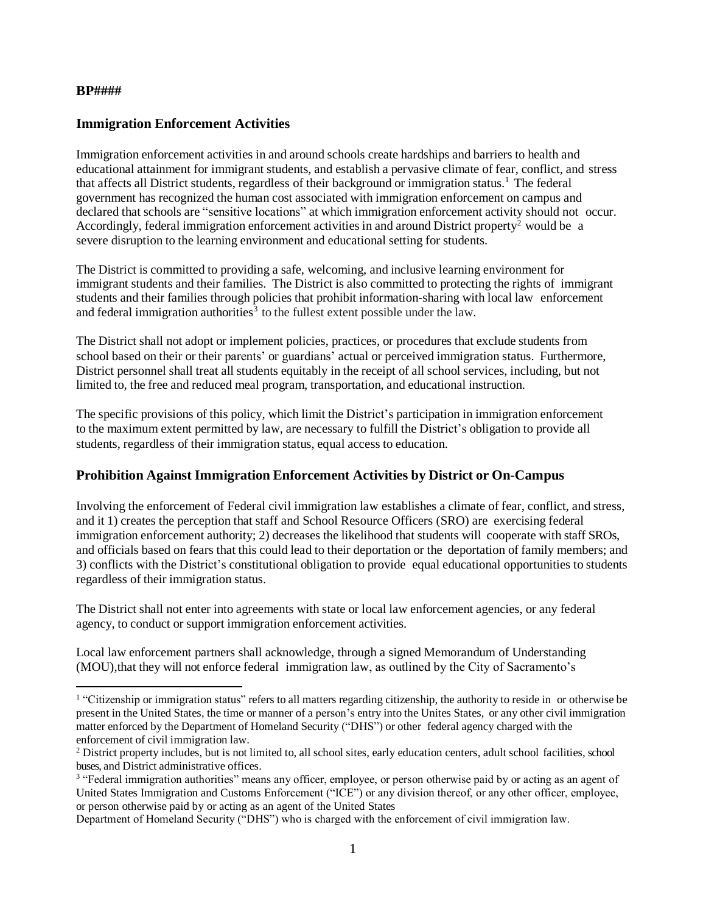**BP####**

## Immigration Enforcement Activities

Immigration enforcement activities in and around schools create hardships and barriers to health and educational attainment for immigrant students, and establish a pervasive climate of fear, conflict, and stress that affects all District students, regardless of their background or immigration status.[1] The federal government has recognized the human cost associated with immigration enforcement on campus and declared that schools are "sensitive locations" at which immigration enforcement activity should not occur. Accordingly, federal immigration enforcement activities in and around District property[2] would be a severe disruption to the learning environment and educational setting for students.

The District is committed to providing a safe, welcoming, and inclusive learning environment for immigrant students and their families. The District is also committed to protecting the rights of immigrant students and their families through policies that prohibit information-sharing with local law enforcement and federal immigration authorities[3] to the fullest extent possible under the law.

The District shall not adopt or implement policies, practices, or procedures that exclude students from school based on their or their parents' or guardians' actual or perceived immigration status. Furthermore, District personnel shall treat all students equitably in the receipt of all school services, including, but not limited to, the free and reduced meal program, transportation, and educational instruction.

The specific provisions of this policy, which limit the District's participation in immigration enforcement to the maximum extent permitted by law, are necessary to fulfill the District's obligation to provide all students, regardless of their immigration status, equal access to education.

## Prohibition Against Immigration Enforcement Activities by District or On-Campus

Involving the enforcement of Federal civil immigration law establishes a climate of fear, conflict, and stress, and it 1) creates the perception that staff and School Resource Officers (SRO) are exercising federal immigration enforcement authority; 2) decreases the likelihood that students will cooperate with staff SROs, and officials based on fears that this could lead to their deportation or the deportation of family members; and 3) conflicts with the District's constitutional obligation to provide equal educational opportunities to students regardless of their immigration status.

The District shall not enter into agreements with state or local law enforcement agencies, or any federal agency, to conduct or support immigration enforcement activities.

Local law enforcement partners shall acknowledge, through a signed Memorandum of Understanding (MOU),that they will not enforce federal immigration law, as outlined by the City of Sacramento's

---

[1] "Citizenship or immigration status" refers to all matters regarding citizenship, the authority to reside in or otherwise be present in the United States, the time or manner of a person's entry into the Unites States, or any other civil immigration matter enforced by the Department of Homeland Security ("DHS") or other federal agency charged with the enforcement of civil immigration law.

[2] District property includes, but is not limited to, all school sites, early education centers, adult school facilities, school buses, and District administrative offices.

[3] "Federal immigration authorities" means any officer, employee, or person otherwise paid by or acting as an agent of United States Immigration and Customs Enforcement ("ICE") or any division thereof, or any other officer, employee, or person otherwise paid by or acting as an agent of the United States Department of Homeland Security ("DHS") who is charged with the enforcement of civil immigration law.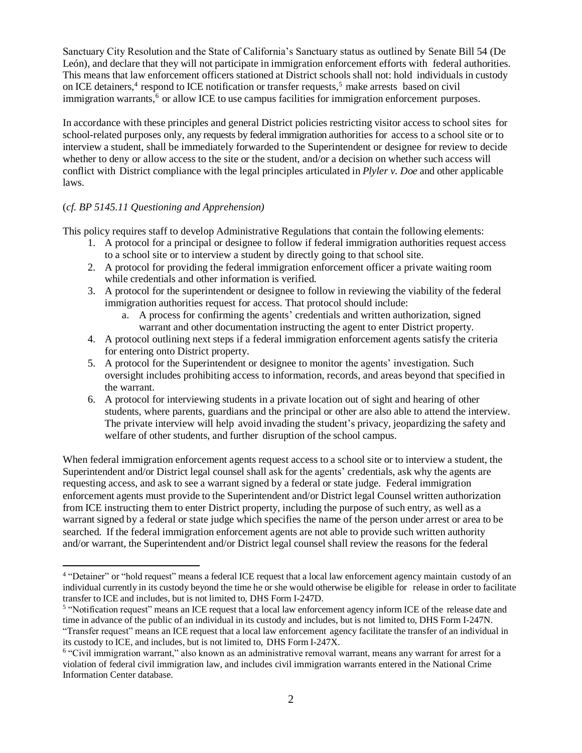Sanctuary City Resolution and the State of California's Sanctuary status as outlined by Senate Bill 54 (De León), and declare that they will not participate in immigration enforcement efforts with federal authorities. This means that law enforcement officers stationed at District schools shall not: hold individuals in custody on ICE detainers,[4] respond to ICE notification or transfer requests,[5] make arrests based on civil immigration warrants,[6] or allow ICE to use campus facilities for immigration enforcement purposes.

In accordance with these principles and general District policies restricting visitor access to school sites for school-related purposes only, any requests by federal immigration authorities for access to a school site or to interview a student, shall be immediately forwarded to the Superintendent or designee for review to decide whether to deny or allow access to the site or the student, and/or a decision on whether such access will conflict with District compliance with the legal principles articulated in *Plyler v. Doe* and other applicable laws.

(*cf. BP 5145.11 Questioning and Apprehension)*

This policy requires staff to develop Administrative Regulations that contain the following elements:

1. A protocol for a principal or designee to follow if federal immigration authorities request access to a school site or to interview a student by directly going to that school site.
2. A protocol for providing the federal immigration enforcement officer a private waiting room while credentials and other information is verified.
3. A protocol for the superintendent or designee to follow in reviewing the viability of the federal immigration authorities request for access. That protocol should include:
    a. A process for confirming the agents' credentials and written authorization, signed warrant and other documentation instructing the agent to enter District property.
4. A protocol outlining next steps if a federal immigration enforcement agents satisfy the criteria for entering onto District property.
5. A protocol for the Superintendent or designee to monitor the agents' investigation. Such oversight includes prohibiting access to information, records, and areas beyond that specified in the warrant.
6. A protocol for interviewing students in a private location out of sight and hearing of other students, where parents, guardians and the principal or other are also able to attend the interview. The private interview will help avoid invading the student's privacy, jeopardizing the safety and welfare of other students, and further disruption of the school campus.

When federal immigration enforcement agents request access to a school site or to interview a student, the Superintendent and/or District legal counsel shall ask for the agents' credentials, ask why the agents are requesting access, and ask to see a warrant signed by a federal or state judge. Federal immigration enforcement agents must provide to the Superintendent and/or District legal Counsel written authorization from ICE instructing them to enter District property, including the purpose of such entry, as well as a warrant signed by a federal or state judge which specifies the name of the person under arrest or area to be searched. If the federal immigration enforcement agents are not able to provide such written authority and/or warrant, the Superintendent and/or District legal counsel shall review the reasons for the federal

---

[4] "Detainer" or "hold request" means a federal ICE request that a local law enforcement agency maintain custody of an individual currently in its custody beyond the time he or she would otherwise be eligible for release in order to facilitate transfer to ICE and includes, but is not limited to, DHS Form I-247D.

[5] "Notification request" means an ICE request that a local law enforcement agency inform ICE of the release date and time in advance of the public of an individual in its custody and includes, but is not limited to, DHS Form I-247N. "Transfer request" means an ICE request that a local law enforcement agency facilitate the transfer of an individual in its custody to ICE, and includes, but is not limited to, DHS Form I-247X.

[6] "Civil immigration warrant," also known as an administrative removal warrant, means any warrant for arrest for a violation of federal civil immigration law, and includes civil immigration warrants entered in the National Crime Information Center database.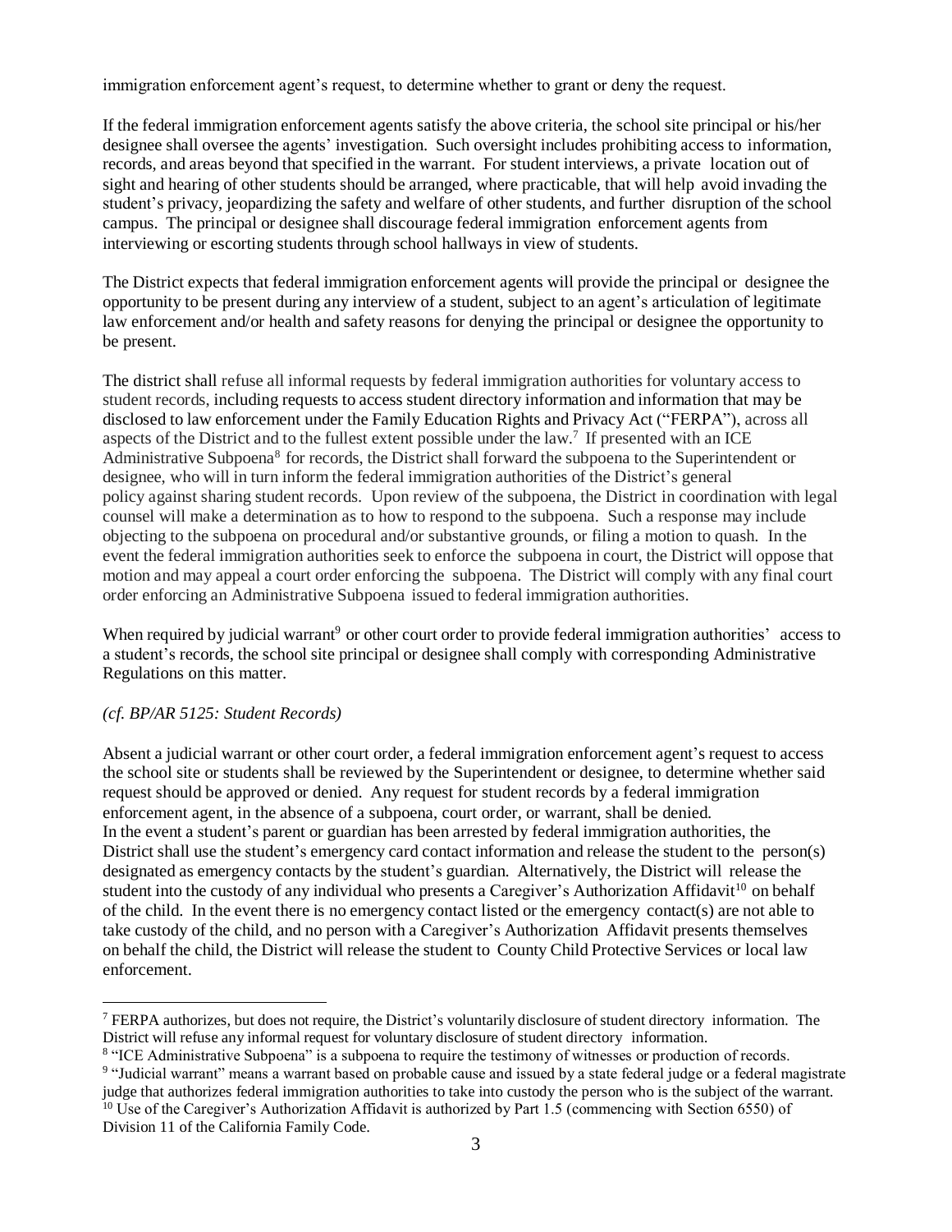immigration enforcement agent's request, to determine whether to grant or deny the request.

If the federal immigration enforcement agents satisfy the above criteria, the school site principal or his/her designee shall oversee the agents' investigation. Such oversight includes prohibiting access to information, records, and areas beyond that specified in the warrant. For student interviews, a private location out of sight and hearing of other students should be arranged, where practicable, that will help avoid invading the student's privacy, jeopardizing the safety and welfare of other students, and further disruption of the school campus. The principal or designee shall discourage federal immigration enforcement agents from interviewing or escorting students through school hallways in view of students.

The District expects that federal immigration enforcement agents will provide the principal or designee the opportunity to be present during any interview of a student, subject to an agent's articulation of legitimate law enforcement and/or health and safety reasons for denying the principal or designee the opportunity to be present.

The district shall refuse all informal requests by federal immigration authorities for voluntary access to student records, including requests to access student directory information and information that may be disclosed to law enforcement under the Family Education Rights and Privacy Act ("FERPA"), across all aspects of the District and to the fullest extent possible under the law.[7] If presented with an ICE Administrative Subpoena[8] for records, the District shall forward the subpoena to the Superintendent or designee, who will in turn inform the federal immigration authorities of the District's general policy against sharing student records. Upon review of the subpoena, the District in coordination with legal counsel will make a determination as to how to respond to the subpoena. Such a response may include objecting to the subpoena on procedural and/or substantive grounds, or filing a motion to quash. In the event the federal immigration authorities seek to enforce the subpoena in court, the District will oppose that motion and may appeal a court order enforcing the subpoena. The District will comply with any final court order enforcing an Administrative Subpoena issued to federal immigration authorities.

When required by judicial warrant[9] or other court order to provide federal immigration authorities' access to a student's records, the school site principal or designee shall comply with corresponding Administrative Regulations on this matter.

*(cf. BP/AR 5125: Student Records)*

Absent a judicial warrant or other court order, a federal immigration enforcement agent's request to access the school site or students shall be reviewed by the Superintendent or designee, to determine whether said request should be approved or denied. Any request for student records by a federal immigration enforcement agent, in the absence of a subpoena, court order, or warrant, shall be denied.
In the event a student's parent or guardian has been arrested by federal immigration authorities, the District shall use the student's emergency card contact information and release the student to the person(s) designated as emergency contacts by the student's guardian. Alternatively, the District will release the student into the custody of any individual who presents a Caregiver's Authorization Affidavit[10] on behalf of the child. In the event there is no emergency contact listed or the emergency contact(s) are not able to take custody of the child, and no person with a Caregiver's Authorization Affidavit presents themselves on behalf the child, the District will release the student to County Child Protective Services or local law enforcement.

---

[7] FERPA authorizes, but does not require, the District's voluntarily disclosure of student directory information. The District will refuse any informal request for voluntary disclosure of student directory information.

[8] "ICE Administrative Subpoena" is a subpoena to require the testimony of witnesses or production of records.

[9] "Judicial warrant" means a warrant based on probable cause and issued by a state federal judge or a federal magistrate judge that authorizes federal immigration authorities to take into custody the person who is the subject of the warrant.

[10] Use of the Caregiver's Authorization Affidavit is authorized by Part 1.5 (commencing with Section 6550) of Division 11 of the California Family Code.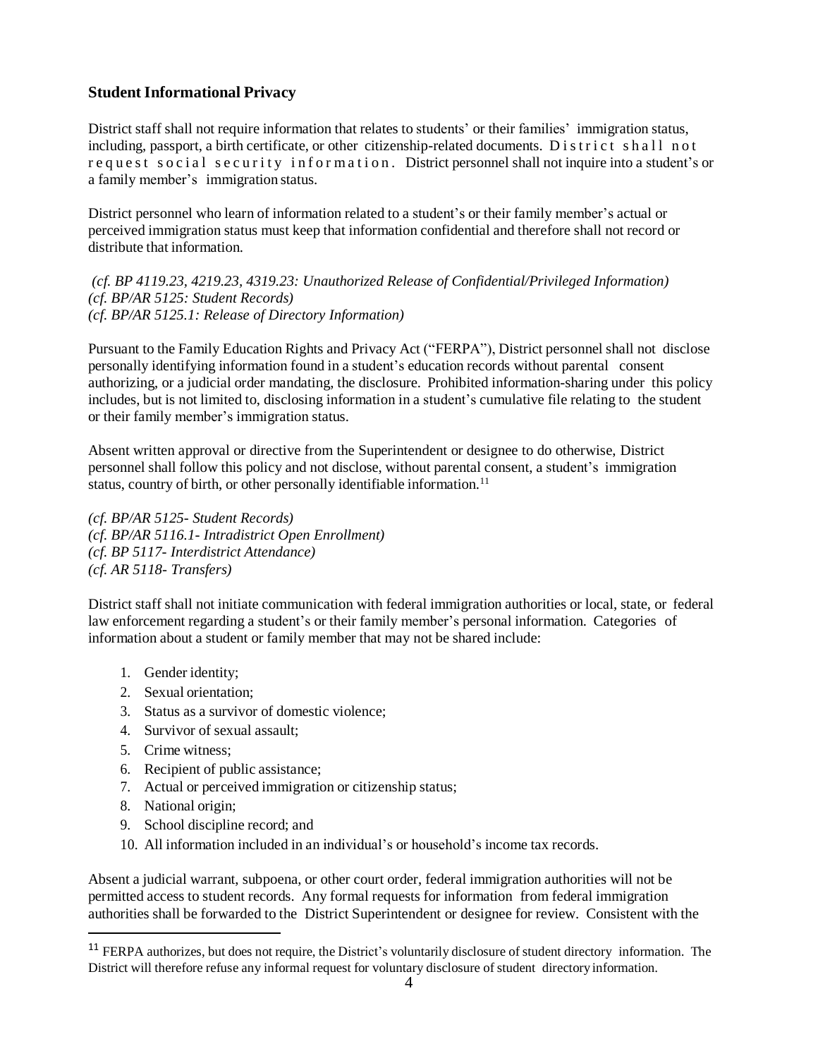### Student Informational Privacy

District staff shall not require information that relates to students' or their families' immigration status, including, passport, a birth certificate, or other citizenship-related documents. District shall not request social security information. District personnel shall not inquire into a student's or a family member's immigration status.

District personnel who learn of information related to a student's or their family member's actual or perceived immigration status must keep that information confidential and therefore shall not record or distribute that information.

*(cf. BP 4119.23, 4219.23, 4319.23: Unauthorized Release of Confidential/Privileged Information)*
*(cf. BP/AR 5125: Student Records)*
*(cf. BP/AR 5125.1: Release of Directory Information)*

Pursuant to the Family Education Rights and Privacy Act ("FERPA"), District personnel shall not disclose personally identifying information found in a student's education records without parental consent authorizing, or a judicial order mandating, the disclosure. Prohibited information-sharing under this policy includes, but is not limited to, disclosing information in a student's cumulative file relating to the student or their family member's immigration status.

Absent written approval or directive from the Superintendent or designee to do otherwise, District personnel shall follow this policy and not disclose, without parental consent, a student's immigration status, country of birth, or other personally identifiable information.[11]

*(cf. BP/AR 5125- Student Records)*
*(cf. BP/AR 5116.1- Intradistrict Open Enrollment)*
*(cf. BP 5117- Interdistrict Attendance)*
*(cf. AR 5118- Transfers)*

District staff shall not initiate communication with federal immigration authorities or local, state, or federal law enforcement regarding a student's or their family member's personal information. Categories of information about a student or family member that may not be shared include:

1. Gender identity;
2. Sexual orientation;
3. Status as a survivor of domestic violence;
4. Survivor of sexual assault;
5. Crime witness;
6. Recipient of public assistance;
7. Actual or perceived immigration or citizenship status;
8. National origin;
9. School discipline record; and
10. All information included in an individual's or household's income tax records.

Absent a judicial warrant, subpoena, or other court order, federal immigration authorities will not be permitted access to student records. Any formal requests for information from federal immigration authorities shall be forwarded to the District Superintendent or designee for review. Consistent with the

[11] FERPA authorizes, but does not require, the District's voluntarily disclosure of student directory information. The District will therefore refuse any informal request for voluntary disclosure of student directory information.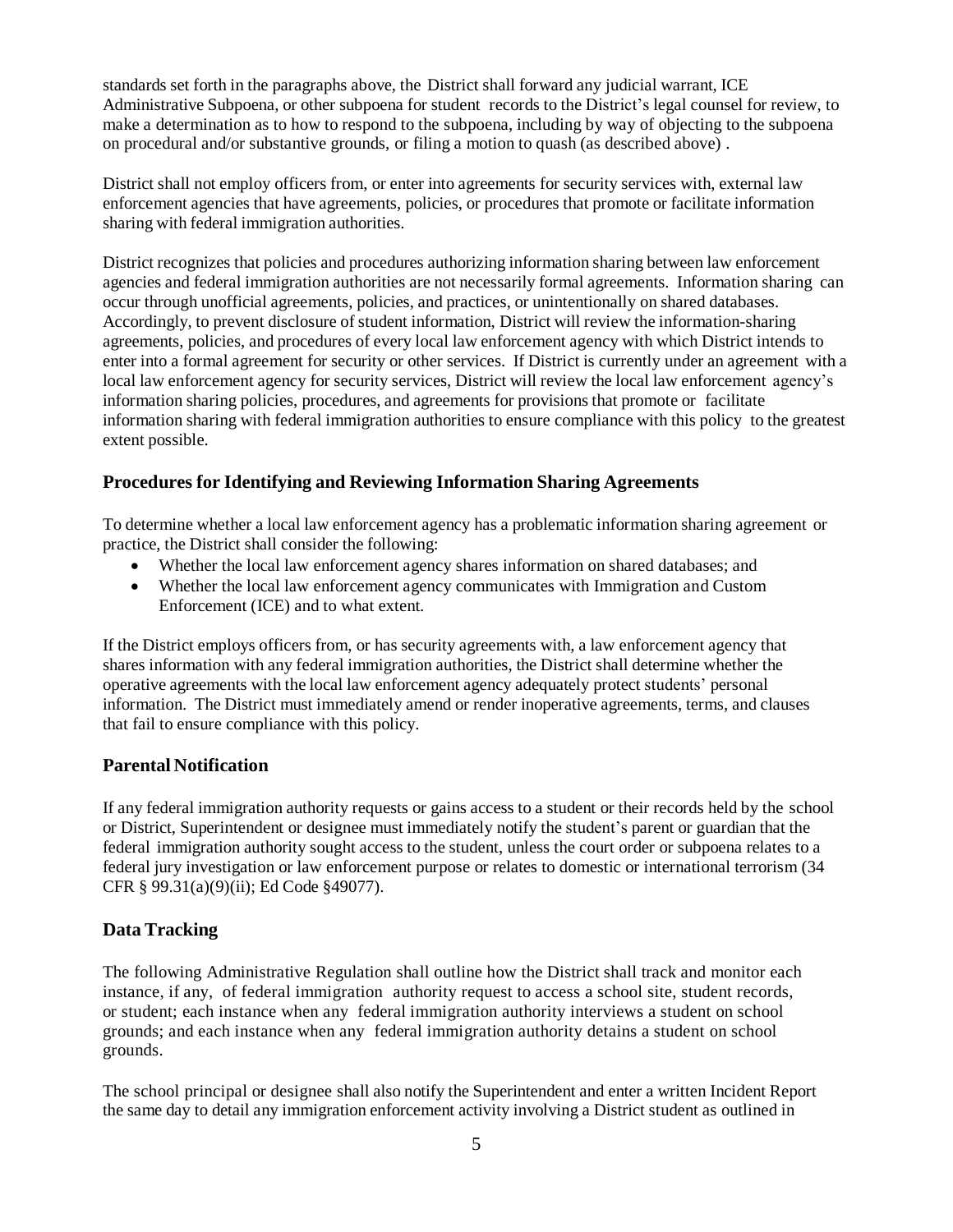standards set forth in the paragraphs above, the District shall forward any judicial warrant, ICE Administrative Subpoena, or other subpoena for student records to the District's legal counsel for review, to make a determination as to how to respond to the subpoena, including by way of objecting to the subpoena on procedural and/or substantive grounds, or filing a motion to quash (as described above) .

District shall not employ officers from, or enter into agreements for security services with, external law enforcement agencies that have agreements, policies, or procedures that promote or facilitate information sharing with federal immigration authorities.

District recognizes that policies and procedures authorizing information sharing between law enforcement agencies and federal immigration authorities are not necessarily formal agreements. Information sharing can occur through unofficial agreements, policies, and practices, or unintentionally on shared databases. Accordingly, to prevent disclosure of student information, District will review the information-sharing agreements, policies, and procedures of every local law enforcement agency with which District intends to enter into a formal agreement for security or other services. If District is currently under an agreement with a local law enforcement agency for security services, District will review the local law enforcement agency's information sharing policies, procedures, and agreements for provisions that promote or facilitate information sharing with federal immigration authorities to ensure compliance with this policy to the greatest extent possible.

## Procedures for Identifying and Reviewing Information Sharing Agreements

To determine whether a local law enforcement agency has a problematic information sharing agreement or practice, the District shall consider the following:

- Whether the local law enforcement agency shares information on shared databases; and
- Whether the local law enforcement agency communicates with Immigration and Custom Enforcement (ICE) and to what extent.

If the District employs officers from, or has security agreements with, a law enforcement agency that shares information with any federal immigration authorities, the District shall determine whether the operative agreements with the local law enforcement agency adequately protect students' personal information. The District must immediately amend or render inoperative agreements, terms, and clauses that fail to ensure compliance with this policy.

## Parental Notification

If any federal immigration authority requests or gains access to a student or their records held by the school or District, Superintendent or designee must immediately notify the student's parent or guardian that the federal immigration authority sought access to the student, unless the court order or subpoena relates to a federal jury investigation or law enforcement purpose or relates to domestic or international terrorism (34 CFR § 99.31(a)(9)(ii); Ed Code §49077).

## Data Tracking

The following Administrative Regulation shall outline how the District shall track and monitor each instance, if any, of federal immigration authority request to access a school site, student records, or student; each instance when any federal immigration authority interviews a student on school grounds; and each instance when any federal immigration authority detains a student on school grounds.

The school principal or designee shall also notify the Superintendent and enter a written Incident Report the same day to detail any immigration enforcement activity involving a District student as outlined in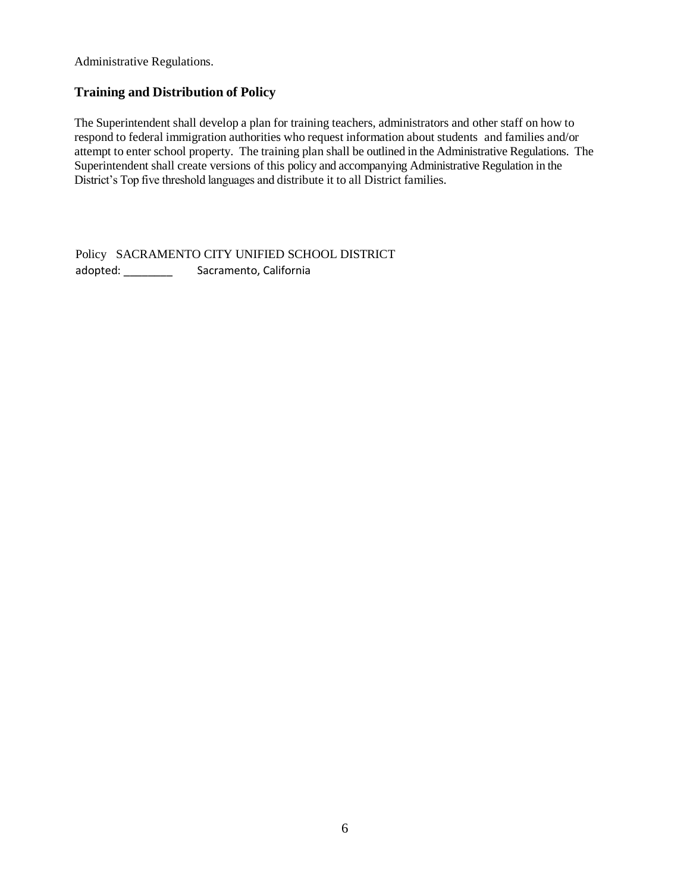Administrative Regulations.

## Training and Distribution of Policy

The Superintendent shall develop a plan for training teachers, administrators and other staff on how to respond to federal immigration authorities who request information about students and families and/or attempt to enter school property. The training plan shall be outlined in the Administrative Regulations. The Superintendent shall create versions of this policy and accompanying Administrative Regulation in the District's Top five threshold languages and distribute it to all District families.

Policy SACRAMENTO CITY UNIFIED SCHOOL DISTRICT
adopted: ________ Sacramento, California